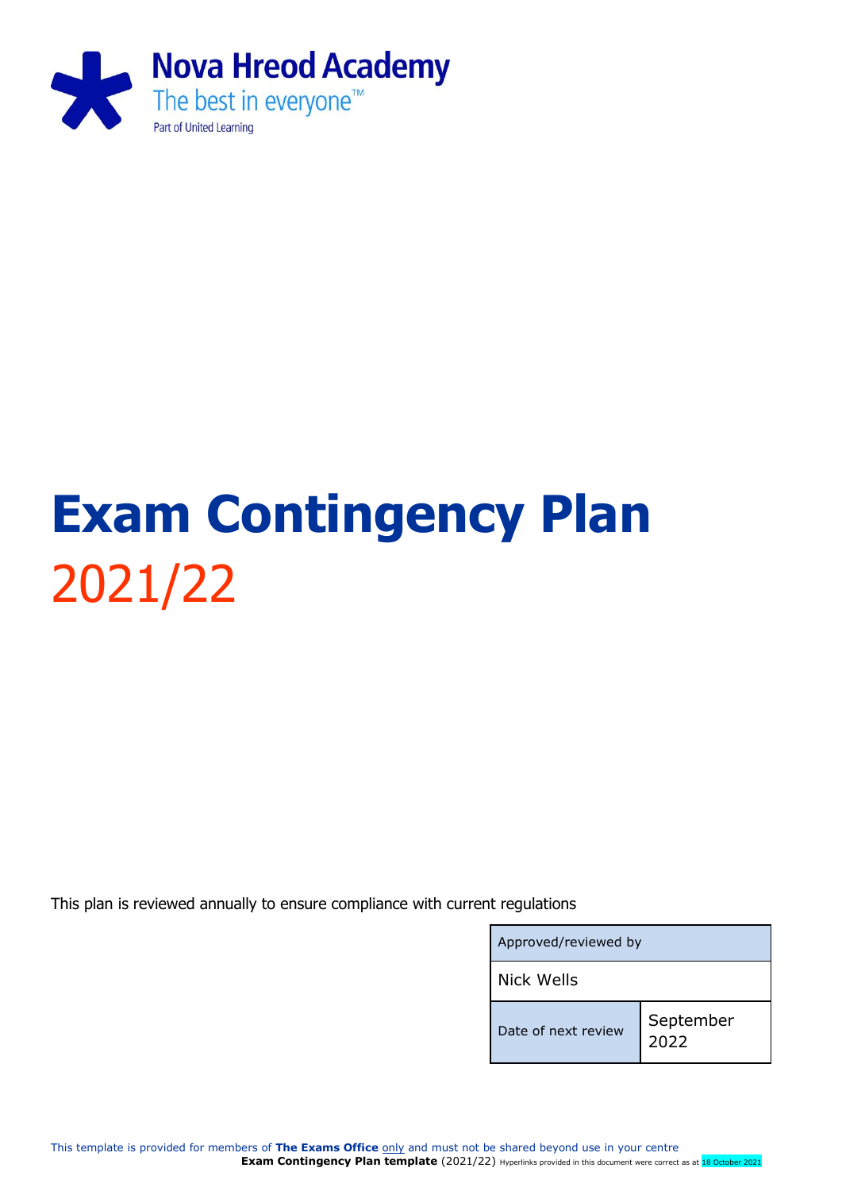**Nova Hreod Academy**
The best in everyone™
Part of United Learning

# Exam Contingency Plan

2021/22

This plan is reviewed annually to ensure compliance with current regulations

| Approved/reviewed by | |
|---|---|
| Nick Wells | |
| Date of next review | September 2022 |

This template is provided for members of **The Exams Office** only and must not be shared beyond use in your centre

**Exam Contingency Plan template** (2021/22) Hyperlinks provided in this document were correct as at 18 October 2021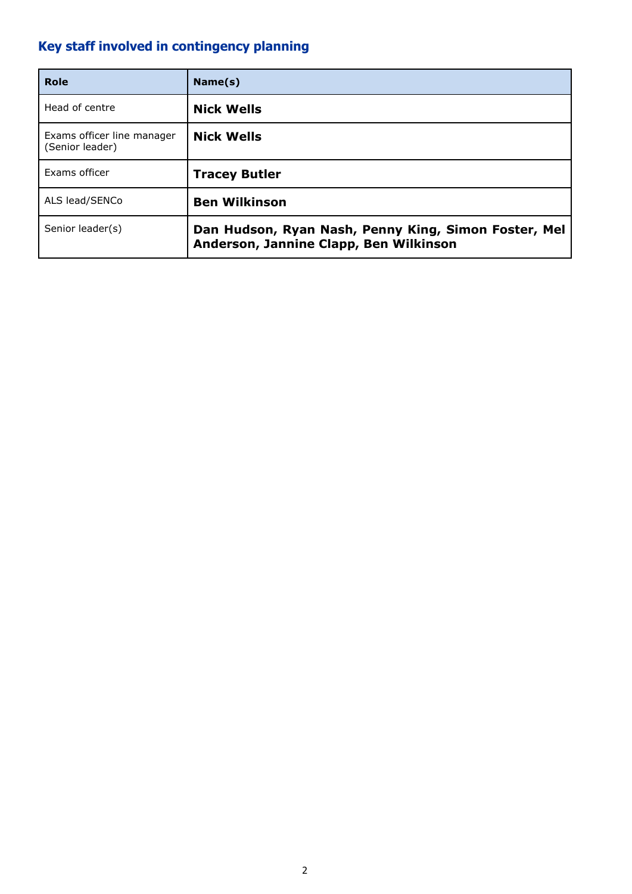## Key staff involved in contingency planning

| Role | Name(s) |
|---|---|
| Head of centre | **Nick Wells** |
| Exams officer line manager (Senior leader) | **Nick Wells** |
| Exams officer | **Tracey Butler** |
| ALS lead/SENCo | **Ben Wilkinson** |
| Senior leader(s) | **Dan Hudson, Ryan Nash, Penny King, Simon Foster, Mel Anderson, Jannine Clapp, Ben Wilkinson** |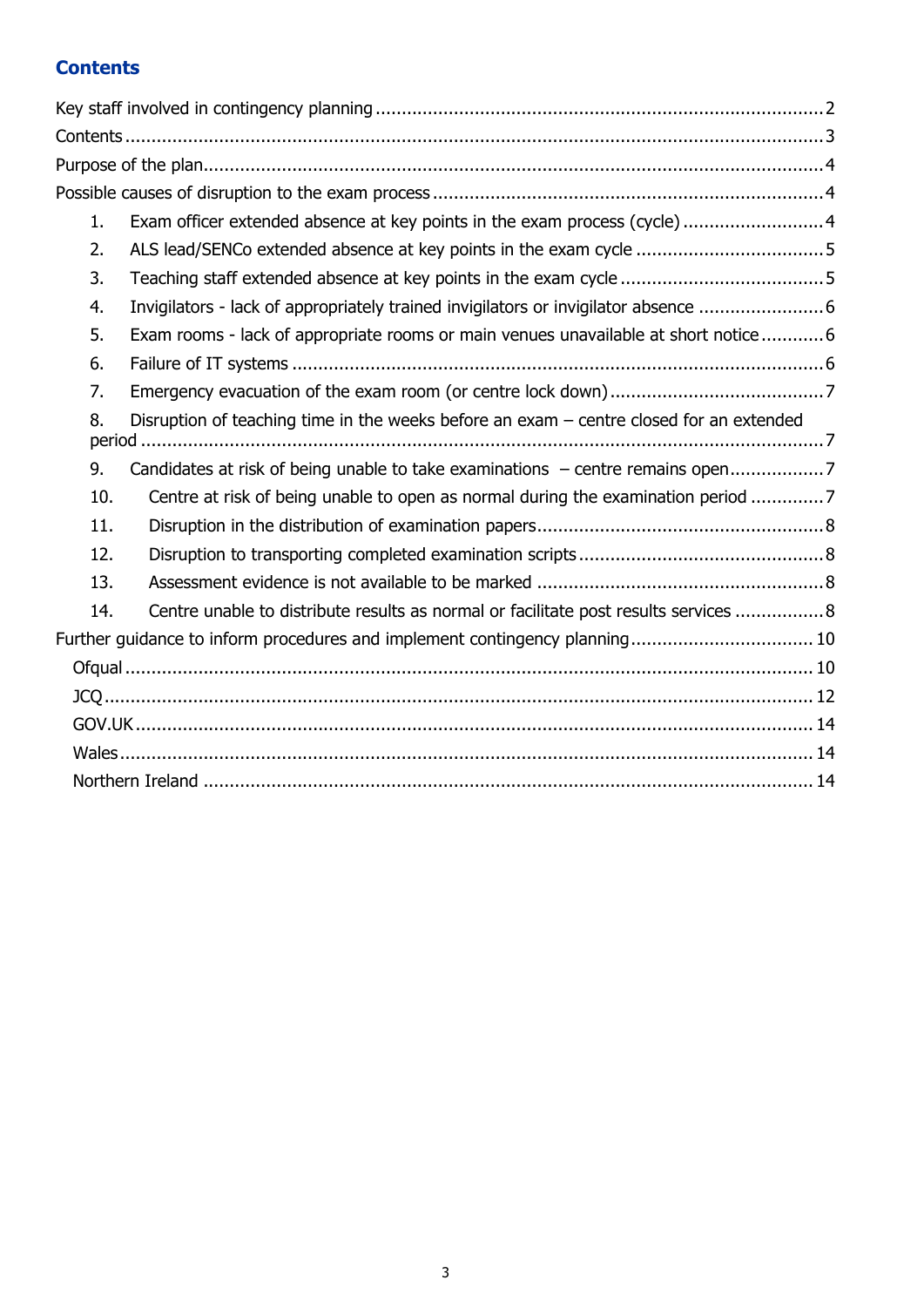## Contents

Key staff involved in contingency planning ..... 2

Contents ..... 3

Purpose of the plan ..... 4

Possible causes of disruption to the exam process ..... 4

1. Exam officer extended absence at key points in the exam process (cycle) ..... 4
2. ALS lead/SENCo extended absence at key points in the exam cycle ..... 5
3. Teaching staff extended absence at key points in the exam cycle ..... 5
4. Invigilators - lack of appropriately trained invigilators or invigilator absence ..... 6
5. Exam rooms - lack of appropriate rooms or main venues unavailable at short notice ..... 6
6. Failure of IT systems ..... 6
7. Emergency evacuation of the exam room (or centre lock down) ..... 7
8. Disruption of teaching time in the weeks before an exam – centre closed for an extended period ..... 7
9. Candidates at risk of being unable to take examinations – centre remains open ..... 7
10. Centre at risk of being unable to open as normal during the examination period ..... 7
11. Disruption in the distribution of examination papers ..... 8
12. Disruption to transporting completed examination scripts ..... 8
13. Assessment evidence is not available to be marked ..... 8
14. Centre unable to distribute results as normal or facilitate post results services ..... 8

Further guidance to inform procedures and implement contingency planning ..... 10

- Ofqual ..... 10
- JCQ ..... 12
- GOV.UK ..... 14
- Wales ..... 14
- Northern Ireland ..... 14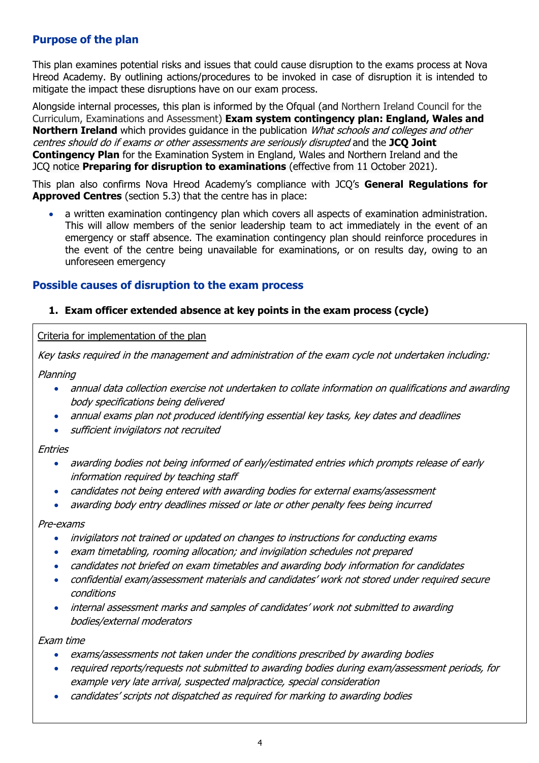## Purpose of the plan

This plan examines potential risks and issues that could cause disruption to the exams process at Nova Hreod Academy. By outlining actions/procedures to be invoked in case of disruption it is intended to mitigate the impact these disruptions have on our exam process.

Alongside internal processes, this plan is informed by the Ofqual (and Northern Ireland Council for the Curriculum, Examinations and Assessment) **Exam system contingency plan: England, Wales and Northern Ireland** which provides guidance in the publication *What schools and colleges and other centres should do if exams or other assessments are seriously disrupted* and the **JCQ Joint Contingency Plan** for the Examination System in England, Wales and Northern Ireland and the JCQ notice **Preparing for disruption to examinations** (effective from 11 October 2021).

This plan also confirms Nova Hreod Academy's compliance with JCQ's **General Regulations for Approved Centres** (section 5.3) that the centre has in place:

- a written examination contingency plan which covers all aspects of examination administration. This will allow members of the senior leadership team to act immediately in the event of an emergency or staff absence. The examination contingency plan should reinforce procedures in the event of the centre being unavailable for examinations, or on results day, owing to an unforeseen emergency

## Possible causes of disruption to the exam process

### 1. Exam officer extended absence at key points in the exam process (cycle)

Criteria for implementation of the plan

*Key tasks required in the management and administration of the exam cycle not undertaken including:*

*Planning*

- *annual data collection exercise not undertaken to collate information on qualifications and awarding body specifications being delivered*
- *annual exams plan not produced identifying essential key tasks, key dates and deadlines*
- *sufficient invigilators not recruited*

*Entries*

- *awarding bodies not being informed of early/estimated entries which prompts release of early information required by teaching staff*
- *candidates not being entered with awarding bodies for external exams/assessment*
- *awarding body entry deadlines missed or late or other penalty fees being incurred*

*Pre-exams*

- *invigilators not trained or updated on changes to instructions for conducting exams*
- *exam timetabling, rooming allocation; and invigilation schedules not prepared*
- *candidates not briefed on exam timetables and awarding body information for candidates*
- *confidential exam/assessment materials and candidates' work not stored under required secure conditions*
- *internal assessment marks and samples of candidates' work not submitted to awarding bodies/external moderators*

*Exam time*

- *exams/assessments not taken under the conditions prescribed by awarding bodies*
- *required reports/requests not submitted to awarding bodies during exam/assessment periods, for example very late arrival, suspected malpractice, special consideration*
- *candidates' scripts not dispatched as required for marking to awarding bodies*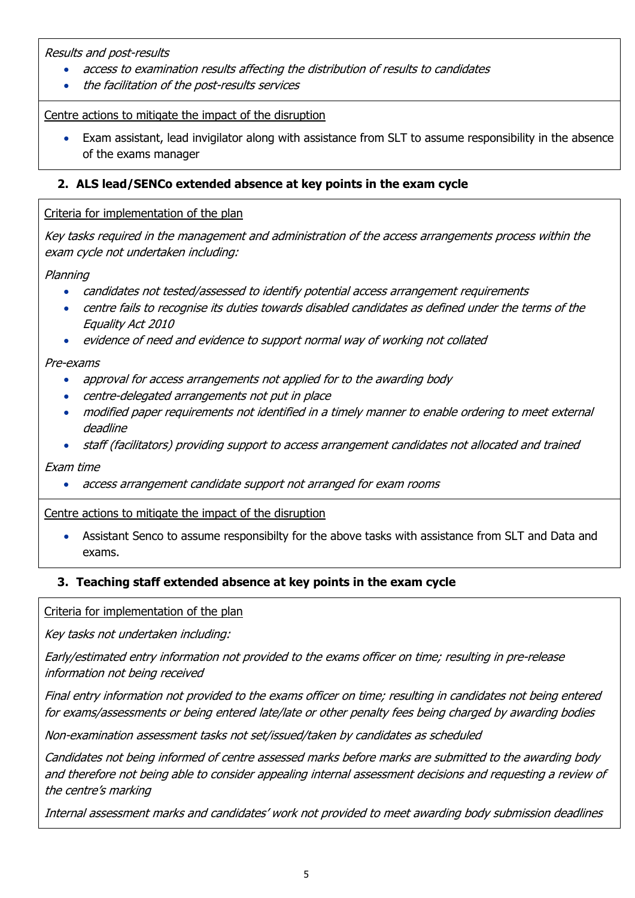*Results and post-results*

- *access to examination results affecting the distribution of results to candidates*
- *the facilitation of the post-results services*

Centre actions to mitigate the impact of the disruption

- Exam assistant, lead invigilator along with assistance from SLT to assume responsibility in the absence of the exams manager

### 2. ALS lead/SENCo extended absence at key points in the exam cycle

Criteria for implementation of the plan

*Key tasks required in the management and administration of the access arrangements process within the exam cycle not undertaken including:*

*Planning*

- *candidates not tested/assessed to identify potential access arrangement requirements*
- *centre fails to recognise its duties towards disabled candidates as defined under the terms of the Equality Act 2010*
- *evidence of need and evidence to support normal way of working not collated*

*Pre-exams*

- *approval for access arrangements not applied for to the awarding body*
- *centre-delegated arrangements not put in place*
- *modified paper requirements not identified in a timely manner to enable ordering to meet external deadline*
- *staff (facilitators) providing support to access arrangement candidates not allocated and trained*

*Exam time*

- *access arrangement candidate support not arranged for exam rooms*

Centre actions to mitigate the impact of the disruption

- Assistant Senco to assume responsibilty for the above tasks with assistance from SLT and Data and exams.

### 3. Teaching staff extended absence at key points in the exam cycle

Criteria for implementation of the plan

*Key tasks not undertaken including:*

*Early/estimated entry information not provided to the exams officer on time; resulting in pre-release information not being received*

*Final entry information not provided to the exams officer on time; resulting in candidates not being entered for exams/assessments or being entered late/late or other penalty fees being charged by awarding bodies*

*Non-examination assessment tasks not set/issued/taken by candidates as scheduled*

*Candidates not being informed of centre assessed marks before marks are submitted to the awarding body and therefore not being able to consider appealing internal assessment decisions and requesting a review of the centre's marking*

*Internal assessment marks and candidates' work not provided to meet awarding body submission deadlines*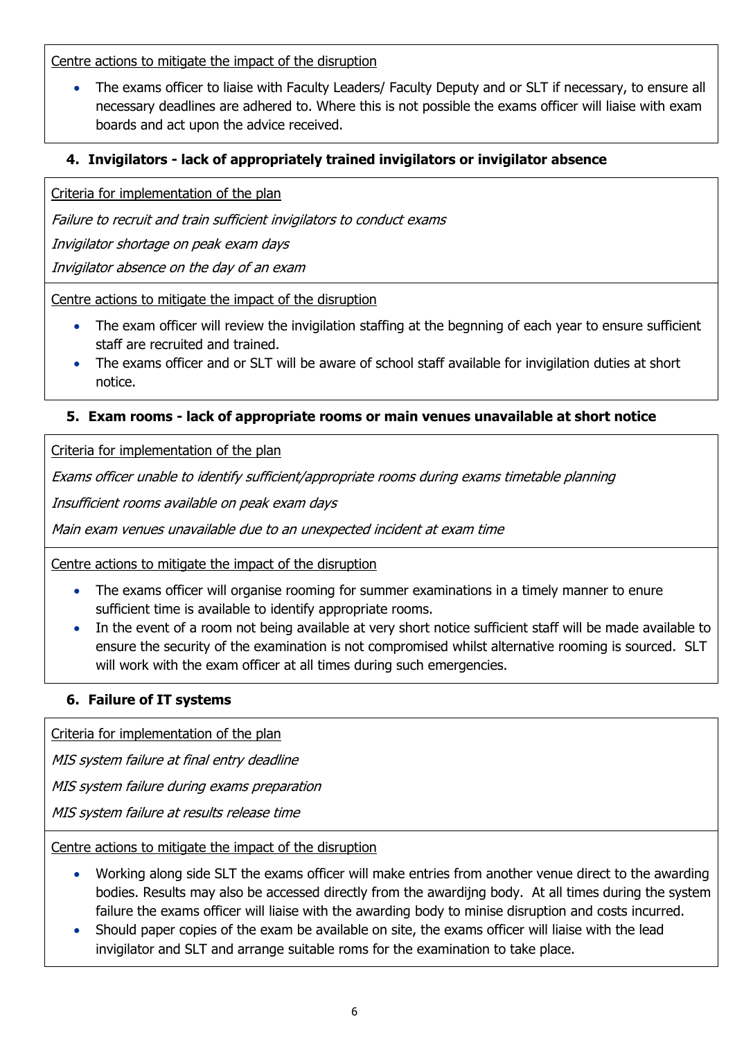Centre actions to mitigate the impact of the disruption

- The exams officer to liaise with Faculty Leaders/ Faculty Deputy and or SLT if necessary, to ensure all necessary deadlines are adhered to. Where this is not possible the exams officer will liaise with exam boards and act upon the advice received.

### 4. Invigilators - lack of appropriately trained invigilators or invigilator absence

Criteria for implementation of the plan

*Failure to recruit and train sufficient invigilators to conduct exams*

*Invigilator shortage on peak exam days*

*Invigilator absence on the day of an exam*

Centre actions to mitigate the impact of the disruption

- The exam officer will review the invigilation staffing at the begnning of each year to ensure sufficient staff are recruited and trained.
- The exams officer and or SLT will be aware of school staff available for invigilation duties at short notice.

### 5. Exam rooms - lack of appropriate rooms or main venues unavailable at short notice

Criteria for implementation of the plan

*Exams officer unable to identify sufficient/appropriate rooms during exams timetable planning*

*Insufficient rooms available on peak exam days*

*Main exam venues unavailable due to an unexpected incident at exam time*

Centre actions to mitigate the impact of the disruption

- The exams officer will organise rooming for summer examinations in a timely manner to enure sufficient time is available to identify appropriate rooms.
- In the event of a room not being available at very short notice sufficient staff will be made available to ensure the security of the examination is not compromised whilst alternative rooming is sourced. SLT will work with the exam officer at all times during such emergencies.

### 6. Failure of IT systems

Criteria for implementation of the plan

*MIS system failure at final entry deadline*

*MIS system failure during exams preparation*

*MIS system failure at results release time*

Centre actions to mitigate the impact of the disruption

- Working along side SLT the exams officer will make entries from another venue direct to the awarding bodies. Results may also be accessed directly from the awardijng body. At all times during the system failure the exams officer will liaise with the awarding body to minise disruption and costs incurred.
- Should paper copies of the exam be available on site, the exams officer will liaise with the lead invigilator and SLT and arrange suitable roms for the examination to take place.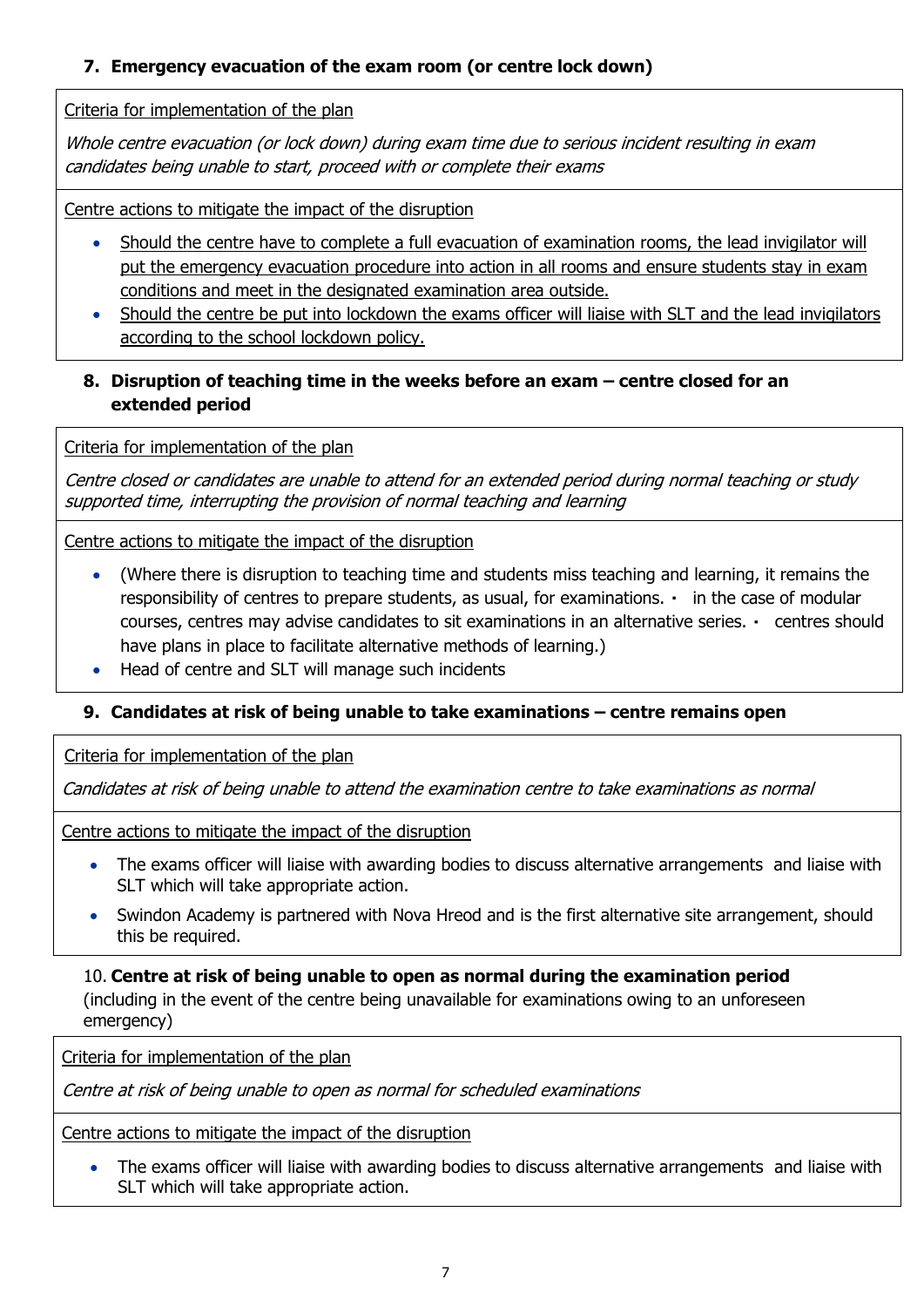### 7. Emergency evacuation of the exam room (or centre lock down)

Criteria for implementation of the plan

*Whole centre evacuation (or lock down) during exam time due to serious incident resulting in exam candidates being unable to start, proceed with or complete their exams*

Centre actions to mitigate the impact of the disruption

- Should the centre have to complete a full evacuation of examination rooms, the lead invigilator will put the emergency evacuation procedure into action in all rooms and ensure students stay in exam conditions and meet in the designated examination area outside.
- Should the centre be put into lockdown the exams officer will liaise with SLT and the lead invigilators according to the school lockdown policy.

### 8. Disruption of teaching time in the weeks before an exam – centre closed for an extended period

Criteria for implementation of the plan

*Centre closed or candidates are unable to attend for an extended period during normal teaching or study supported time, interrupting the provision of normal teaching and learning*

Centre actions to mitigate the impact of the disruption

- (Where there is disruption to teaching time and students miss teaching and learning, it remains the responsibility of centres to prepare students, as usual, for examinations. ▪ in the case of modular courses, centres may advise candidates to sit examinations in an alternative series. ▪ centres should have plans in place to facilitate alternative methods of learning.)
- Head of centre and SLT will manage such incidents

### 9. Candidates at risk of being unable to take examinations – centre remains open

Criteria for implementation of the plan

*Candidates at risk of being unable to attend the examination centre to take examinations as normal*

Centre actions to mitigate the impact of the disruption

- The exams officer will liaise with awarding bodies to discuss alternative arrangements and liaise with SLT which will take appropriate action.
- Swindon Academy is partnered with Nova Hreod and is the first alternative site arrangement, should this be required.

### 10. Centre at risk of being unable to open as normal during the examination period

(including in the event of the centre being unavailable for examinations owing to an unforeseen emergency)

Criteria for implementation of the plan

*Centre at risk of being unable to open as normal for scheduled examinations*

Centre actions to mitigate the impact of the disruption

- The exams officer will liaise with awarding bodies to discuss alternative arrangements and liaise with SLT which will take appropriate action.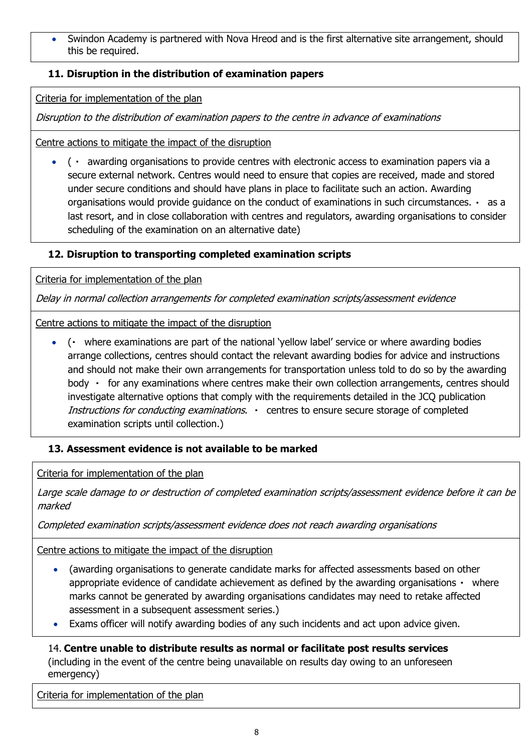- Swindon Academy is partnered with Nova Hreod and is the first alternative site arrangement, should this be required.

### 11. Disruption in the distribution of examination papers

Criteria for implementation of the plan

*Disruption to the distribution of examination papers to the centre in advance of examinations*

Centre actions to mitigate the impact of the disruption

- ( ▪ awarding organisations to provide centres with electronic access to examination papers via a secure external network. Centres would need to ensure that copies are received, made and stored under secure conditions and should have plans in place to facilitate such an action. Awarding organisations would provide guidance on the conduct of examinations in such circumstances. ▪ as a last resort, and in close collaboration with centres and regulators, awarding organisations to consider scheduling of the examination on an alternative date)

### 12. Disruption to transporting completed examination scripts

Criteria for implementation of the plan

*Delay in normal collection arrangements for completed examination scripts/assessment evidence*

Centre actions to mitigate the impact of the disruption

- (▪ where examinations are part of the national 'yellow label' service or where awarding bodies arrange collections, centres should contact the relevant awarding bodies for advice and instructions and should not make their own arrangements for transportation unless told to do so by the awarding body ▪ for any examinations where centres make their own collection arrangements, centres should investigate alternative options that comply with the requirements detailed in the JCQ publication *Instructions for conducting examinations*. ▪ centres to ensure secure storage of completed examination scripts until collection.)

### 13. Assessment evidence is not available to be marked

Criteria for implementation of the plan

*Large scale damage to or destruction of completed examination scripts/assessment evidence before it can be marked*

*Completed examination scripts/assessment evidence does not reach awarding organisations*

Centre actions to mitigate the impact of the disruption

- (awarding organisations to generate candidate marks for affected assessments based on other appropriate evidence of candidate achievement as defined by the awarding organisations ▪ where marks cannot be generated by awarding organisations candidates may need to retake affected assessment in a subsequent assessment series.)
- Exams officer will notify awarding bodies of any such incidents and act upon advice given.

### 14. **Centre unable to distribute results as normal or facilitate post results services**

(including in the event of the centre being unavailable on results day owing to an unforeseen emergency)

Criteria for implementation of the plan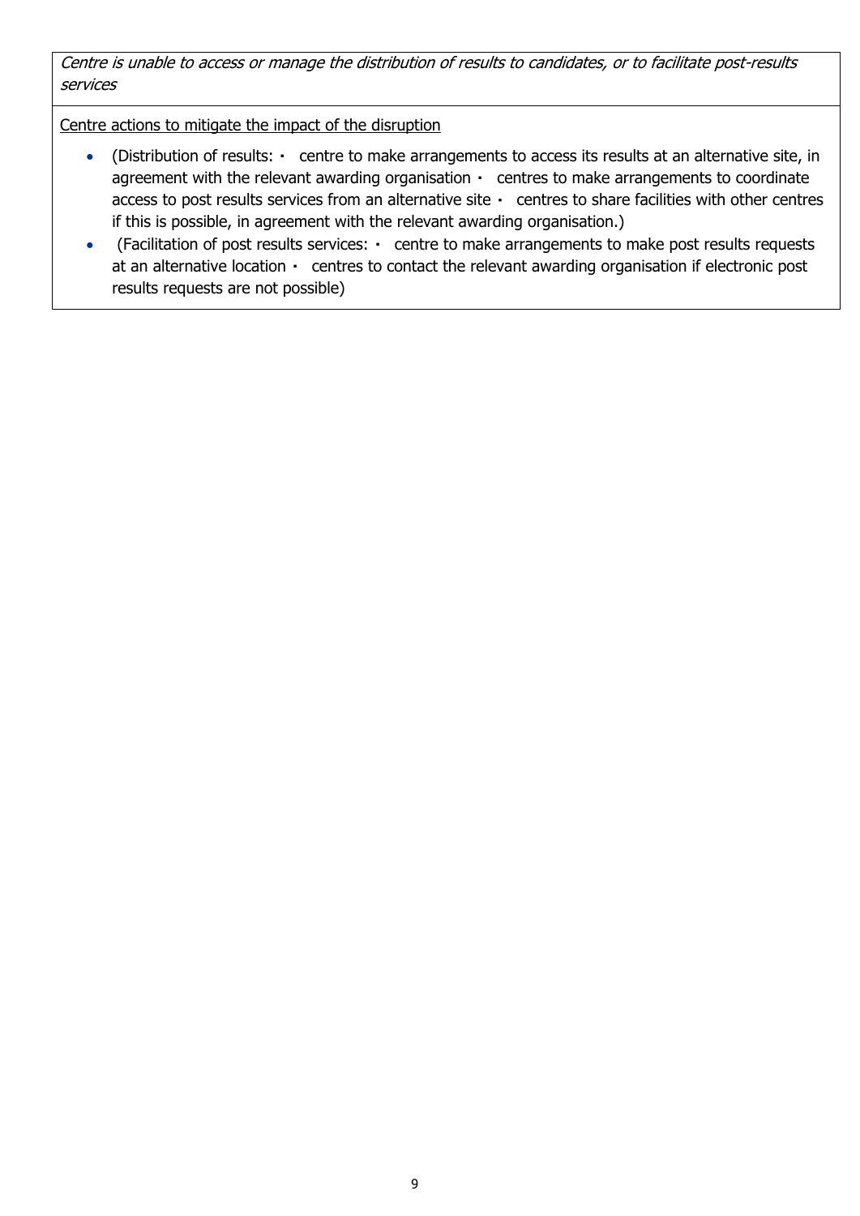*Centre is unable to access or manage the distribution of results to candidates, or to facilitate post-results services*

Centre actions to mitigate the impact of the disruption

- (Distribution of results: ▪ centre to make arrangements to access its results at an alternative site, in agreement with the relevant awarding organisation ▪ centres to make arrangements to coordinate access to post results services from an alternative site ▪ centres to share facilities with other centres if this is possible, in agreement with the relevant awarding organisation.)
- (Facilitation of post results services: ▪ centre to make arrangements to make post results requests at an alternative location ▪ centres to contact the relevant awarding organisation if electronic post results requests are not possible)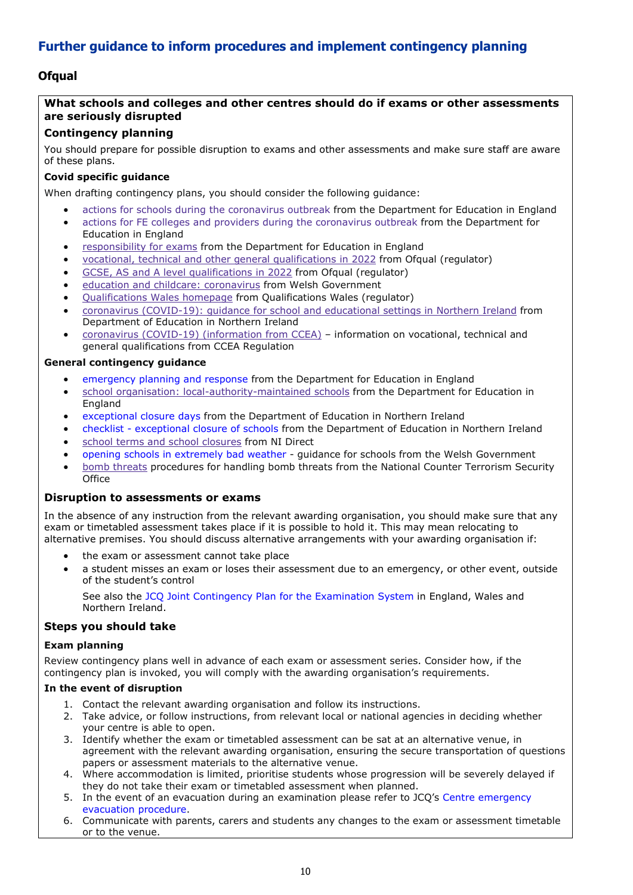# Further guidance to inform procedures and implement contingency planning

## Ofqual

### What schools and colleges and other centres should do if exams or other assessments are seriously disrupted

### Contingency planning

You should prepare for possible disruption to exams and other assessments and make sure staff are aware of these plans.

**Covid specific guidance**

When drafting contingency plans, you should consider the following guidance:

- actions for schools during the coronavirus outbreak from the Department for Education in England
- actions for FE colleges and providers during the coronavirus outbreak from the Department for Education in England
- responsibility for exams from the Department for Education in England
- vocational, technical and other general qualifications in 2022 from Ofqual (regulator)
- GCSE, AS and A level qualifications in 2022 from Ofqual (regulator)
- education and childcare: coronavirus from Welsh Government
- Qualifications Wales homepage from Qualifications Wales (regulator)
- coronavirus (COVID-19): guidance for school and educational settings in Northern Ireland from Department of Education in Northern Ireland
- coronavirus (COVID-19) (information from CCEA) – information on vocational, technical and general qualifications from CCEA Regulation

**General contingency guidance**

- emergency planning and response from the Department for Education in England
- school organisation: local-authority-maintained schools from the Department for Education in England
- exceptional closure days from the Department of Education in Northern Ireland
- checklist - exceptional closure of schools from the Department of Education in Northern Ireland
- school terms and school closures from NI Direct
- opening schools in extremely bad weather - guidance for schools from the Welsh Government
- bomb threats procedures for handling bomb threats from the National Counter Terrorism Security Office

### Disruption to assessments or exams

In the absence of any instruction from the relevant awarding organisation, you should make sure that any exam or timetabled assessment takes place if it is possible to hold it. This may mean relocating to alternative premises. You should discuss alternative arrangements with your awarding organisation if:

- the exam or assessment cannot take place
- a student misses an exam or loses their assessment due to an emergency, or other event, outside of the student's control

  See also the JCQ Joint Contingency Plan for the Examination System in England, Wales and Northern Ireland.

### Steps you should take

**Exam planning**

Review contingency plans well in advance of each exam or assessment series. Consider how, if the contingency plan is invoked, you will comply with the awarding organisation's requirements.

**In the event of disruption**

1. Contact the relevant awarding organisation and follow its instructions.
2. Take advice, or follow instructions, from relevant local or national agencies in deciding whether your centre is able to open.
3. Identify whether the exam or timetabled assessment can be sat at an alternative venue, in agreement with the relevant awarding organisation, ensuring the secure transportation of questions papers or assessment materials to the alternative venue.
4. Where accommodation is limited, prioritise students whose progression will be severely delayed if they do not take their exam or timetabled assessment when planned.
5. In the event of an evacuation during an examination please refer to JCQ's Centre emergency evacuation procedure.
6. Communicate with parents, carers and students any changes to the exam or assessment timetable or to the venue.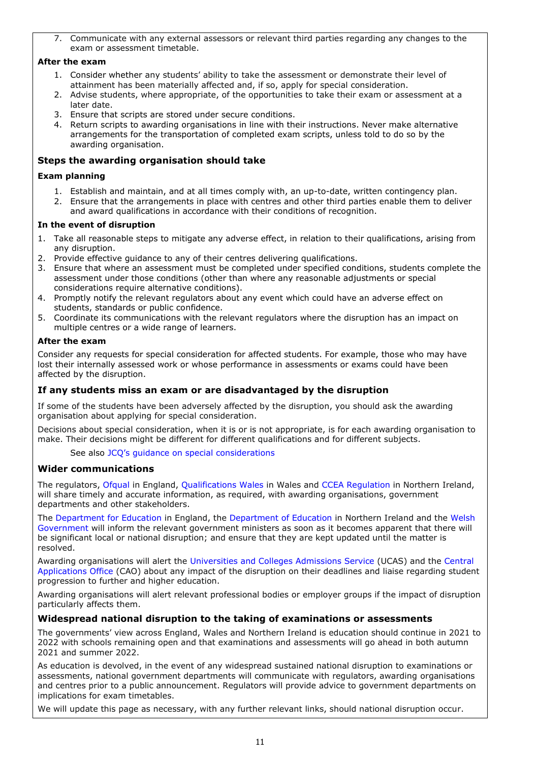7. Communicate with any external assessors or relevant third parties regarding any changes to the exam or assessment timetable.

**After the exam**

1. Consider whether any students' ability to take the assessment or demonstrate their level of attainment has been materially affected and, if so, apply for special consideration.
2. Advise students, where appropriate, of the opportunities to take their exam or assessment at a later date.
3. Ensure that scripts are stored under secure conditions.
4. Return scripts to awarding organisations in line with their instructions. Never make alternative arrangements for the transportation of completed exam scripts, unless told to do so by the awarding organisation.

### Steps the awarding organisation should take

**Exam planning**

1. Establish and maintain, and at all times comply with, an up-to-date, written contingency plan.
2. Ensure that the arrangements in place with centres and other third parties enable them to deliver and award qualifications in accordance with their conditions of recognition.

**In the event of disruption**

1. Take all reasonable steps to mitigate any adverse effect, in relation to their qualifications, arising from any disruption.
2. Provide effective guidance to any of their centres delivering qualifications.
3. Ensure that where an assessment must be completed under specified conditions, students complete the assessment under those conditions (other than where any reasonable adjustments or special considerations require alternative conditions).
4. Promptly notify the relevant regulators about any event which could have an adverse effect on students, standards or public confidence.
5. Coordinate its communications with the relevant regulators where the disruption has an impact on multiple centres or a wide range of learners.

**After the exam**

Consider any requests for special consideration for affected students. For example, those who may have lost their internally assessed work or whose performance in assessments or exams could have been affected by the disruption.

### If any students miss an exam or are disadvantaged by the disruption

If some of the students have been adversely affected by the disruption, you should ask the awarding organisation about applying for special consideration.

Decisions about special consideration, when it is or is not appropriate, is for each awarding organisation to make. Their decisions might be different for different qualifications and for different subjects.

See also JCQ's guidance on special considerations

### Wider communications

The regulators, Ofqual in England, Qualifications Wales in Wales and CCEA Regulation in Northern Ireland, will share timely and accurate information, as required, with awarding organisations, government departments and other stakeholders.

The Department for Education in England, the Department of Education in Northern Ireland and the Welsh Government will inform the relevant government ministers as soon as it becomes apparent that there will be significant local or national disruption; and ensure that they are kept updated until the matter is resolved.

Awarding organisations will alert the Universities and Colleges Admissions Service (UCAS) and the Central Applications Office (CAO) about any impact of the disruption on their deadlines and liaise regarding student progression to further and higher education.

Awarding organisations will alert relevant professional bodies or employer groups if the impact of disruption particularly affects them.

### Widespread national disruption to the taking of examinations or assessments

The governments' view across England, Wales and Northern Ireland is education should continue in 2021 to 2022 with schools remaining open and that examinations and assessments will go ahead in both autumn 2021 and summer 2022.

As education is devolved, in the event of any widespread sustained national disruption to examinations or assessments, national government departments will communicate with regulators, awarding organisations and centres prior to a public announcement. Regulators will provide advice to government departments on implications for exam timetables.

We will update this page as necessary, with any further relevant links, should national disruption occur.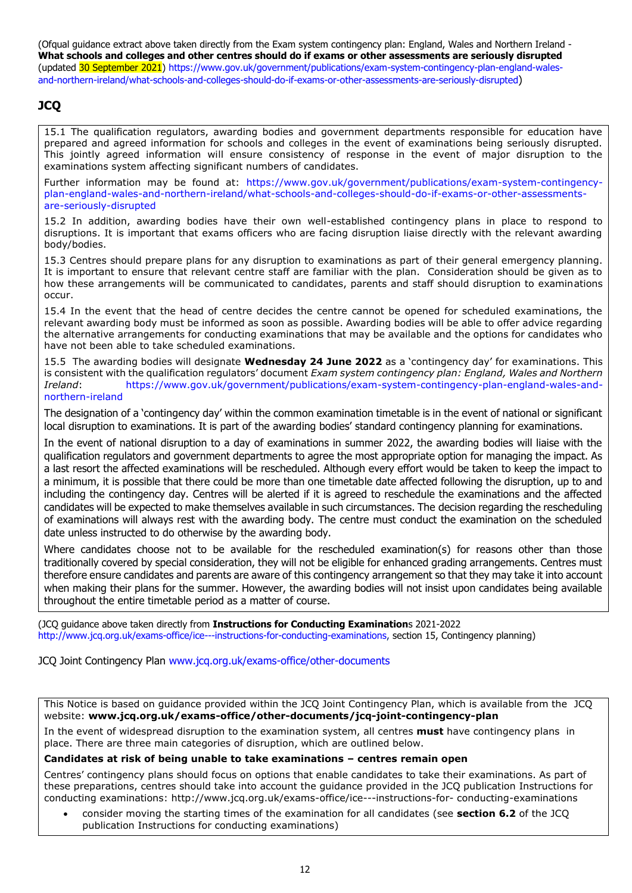(Ofqual guidance extract above taken directly from the Exam system contingency plan: England, Wales and Northern Ireland - **What schools and colleges and other centres should do if exams or other assessments are seriously disrupted** (updated 30 September 2021) https://www.gov.uk/government/publications/exam-system-contingency-plan-england-wales-and-northern-ireland/what-schools-and-colleges-should-do-if-exams-or-other-assessments-are-seriously-disrupted)

## JCQ

15.1 The qualification regulators, awarding bodies and government departments responsible for education have prepared and agreed information for schools and colleges in the event of examinations being seriously disrupted. This jointly agreed information will ensure consistency of response in the event of major disruption to the examinations system affecting significant numbers of candidates.

Further information may be found at: https://www.gov.uk/government/publications/exam-system-contingency-plan-england-wales-and-northern-ireland/what-schools-and-colleges-should-do-if-exams-or-other-assessments-are-seriously-disrupted

15.2 In addition, awarding bodies have their own well-established contingency plans in place to respond to disruptions. It is important that exams officers who are facing disruption liaise directly with the relevant awarding body/bodies.

15.3 Centres should prepare plans for any disruption to examinations as part of their general emergency planning. It is important to ensure that relevant centre staff are familiar with the plan. Consideration should be given as to how these arrangements will be communicated to candidates, parents and staff should disruption to examinations occur.

15.4 In the event that the head of centre decides the centre cannot be opened for scheduled examinations, the relevant awarding body must be informed as soon as possible. Awarding bodies will be able to offer advice regarding the alternative arrangements for conducting examinations that may be available and the options for candidates who have not been able to take scheduled examinations.

15.5 The awarding bodies will designate **Wednesday 24 June 2022** as a 'contingency day' for examinations. This is consistent with the qualification regulators' document *Exam system contingency plan: England, Wales and Northern Ireland*: https://www.gov.uk/government/publications/exam-system-contingency-plan-england-wales-and-northern-ireland

The designation of a 'contingency day' within the common examination timetable is in the event of national or significant local disruption to examinations. It is part of the awarding bodies' standard contingency planning for examinations.

In the event of national disruption to a day of examinations in summer 2022, the awarding bodies will liaise with the qualification regulators and government departments to agree the most appropriate option for managing the impact. As a last resort the affected examinations will be rescheduled. Although every effort would be taken to keep the impact to a minimum, it is possible that there could be more than one timetable date affected following the disruption, up to and including the contingency day. Centres will be alerted if it is agreed to reschedule the examinations and the affected candidates will be expected to make themselves available in such circumstances. The decision regarding the rescheduling of examinations will always rest with the awarding body. The centre must conduct the examination on the scheduled date unless instructed to do otherwise by the awarding body.

Where candidates choose not to be available for the rescheduled examination(s) for reasons other than those traditionally covered by special consideration, they will not be eligible for enhanced grading arrangements. Centres must therefore ensure candidates and parents are aware of this contingency arrangement so that they may take it into account when making their plans for the summer. However, the awarding bodies will not insist upon candidates being available throughout the entire timetable period as a matter of course.

(JCQ guidance above taken directly from **Instructions for Conducting Examination**s 2021-2022 http://www.jcq.org.uk/exams-office/ice---instructions-for-conducting-examinations, section 15, Contingency planning)

JCQ Joint Contingency Plan www.jcq.org.uk/exams-office/other-documents

This Notice is based on guidance provided within the JCQ Joint Contingency Plan, which is available from the JCQ website: **www.jcq.org.uk/exams-office/other-documents/jcq-joint-contingency-plan**

In the event of widespread disruption to the examination system, all centres **must** have contingency plans in place. There are three main categories of disruption, which are outlined below.

**Candidates at risk of being unable to take examinations – centres remain open**

Centres' contingency plans should focus on options that enable candidates to take their examinations. As part of these preparations, centres should take into account the guidance provided in the JCQ publication Instructions for conducting examinations: http://www.jcq.org.uk/exams-office/ice---instructions-for- conducting-examinations

- consider moving the starting times of the examination for all candidates (see **section 6.2** of the JCQ publication Instructions for conducting examinations)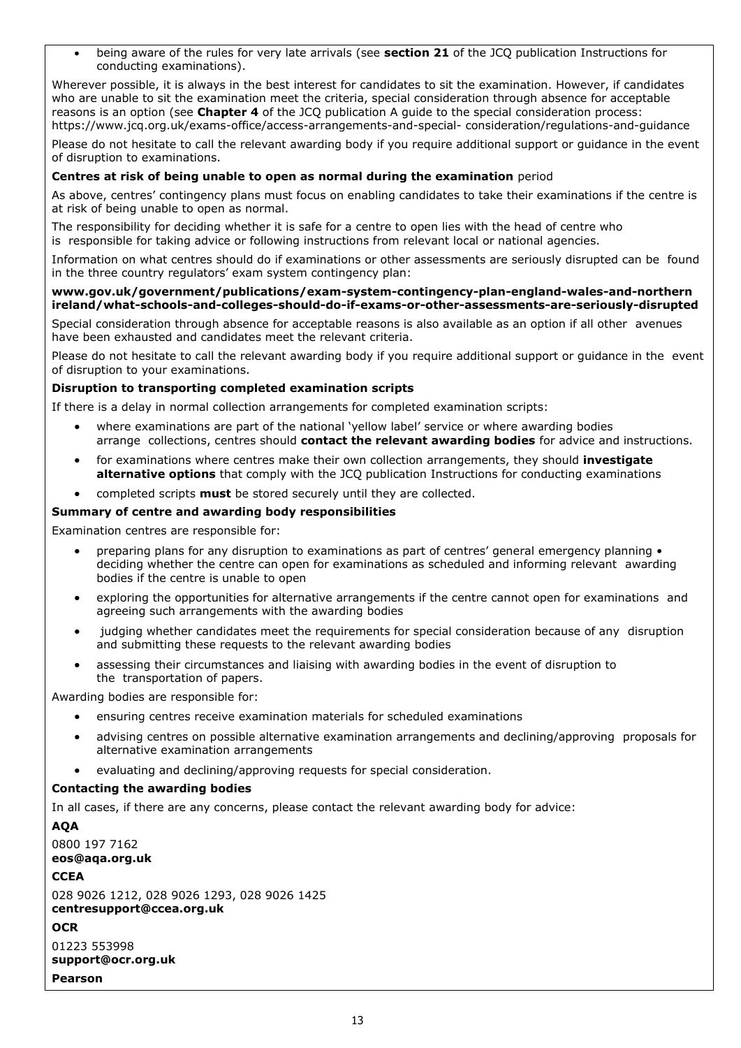- being aware of the rules for very late arrivals (see **section 21** of the JCQ publication Instructions for conducting examinations).

Wherever possible, it is always in the best interest for candidates to sit the examination. However, if candidates who are unable to sit the examination meet the criteria, special consideration through absence for acceptable reasons is an option (see **Chapter 4** of the JCQ publication A guide to the special consideration process: https://www.jcq.org.uk/exams-office/access-arrangements-and-special- consideration/regulations-and-guidance

Please do not hesitate to call the relevant awarding body if you require additional support or guidance in the event of disruption to examinations.

**Centres at risk of being unable to open as normal during the examination** period

As above, centres' contingency plans must focus on enabling candidates to take their examinations if the centre is at risk of being unable to open as normal.

The responsibility for deciding whether it is safe for a centre to open lies with the head of centre who is responsible for taking advice or following instructions from relevant local or national agencies.

Information on what centres should do if examinations or other assessments are seriously disrupted can be found in the three country regulators' exam system contingency plan:

**www.gov.uk/government/publications/exam-system-contingency-plan-england-wales-and-northern ireland/what-schools-and-colleges-should-do-if-exams-or-other-assessments-are-seriously-disrupted**

Special consideration through absence for acceptable reasons is also available as an option if all other avenues have been exhausted and candidates meet the relevant criteria.

Please do not hesitate to call the relevant awarding body if you require additional support or guidance in the event of disruption to your examinations.

**Disruption to transporting completed examination scripts**

If there is a delay in normal collection arrangements for completed examination scripts:

- where examinations are part of the national 'yellow label' service or where awarding bodies arrange collections, centres should **contact the relevant awarding bodies** for advice and instructions.
- for examinations where centres make their own collection arrangements, they should **investigate alternative options** that comply with the JCQ publication Instructions for conducting examinations
- completed scripts **must** be stored securely until they are collected.

**Summary of centre and awarding body responsibilities**

Examination centres are responsible for:

- preparing plans for any disruption to examinations as part of centres' general emergency planning • deciding whether the centre can open for examinations as scheduled and informing relevant awarding bodies if the centre is unable to open
- exploring the opportunities for alternative arrangements if the centre cannot open for examinations and agreeing such arrangements with the awarding bodies
- judging whether candidates meet the requirements for special consideration because of any disruption and submitting these requests to the relevant awarding bodies
- assessing their circumstances and liaising with awarding bodies in the event of disruption to the transportation of papers.

Awarding bodies are responsible for:

- ensuring centres receive examination materials for scheduled examinations
- advising centres on possible alternative examination arrangements and declining/approving proposals for alternative examination arrangements
- evaluating and declining/approving requests for special consideration.

**Contacting the awarding bodies**

In all cases, if there are any concerns, please contact the relevant awarding body for advice:

**AQA**

0800 197 7162
**eos@aqa.org.uk**

**CCEA**

028 9026 1212, 028 9026 1293, 028 9026 1425
**centresupport@ccea.org.uk**

**OCR**

01223 553998
**support@ocr.org.uk**

**Pearson**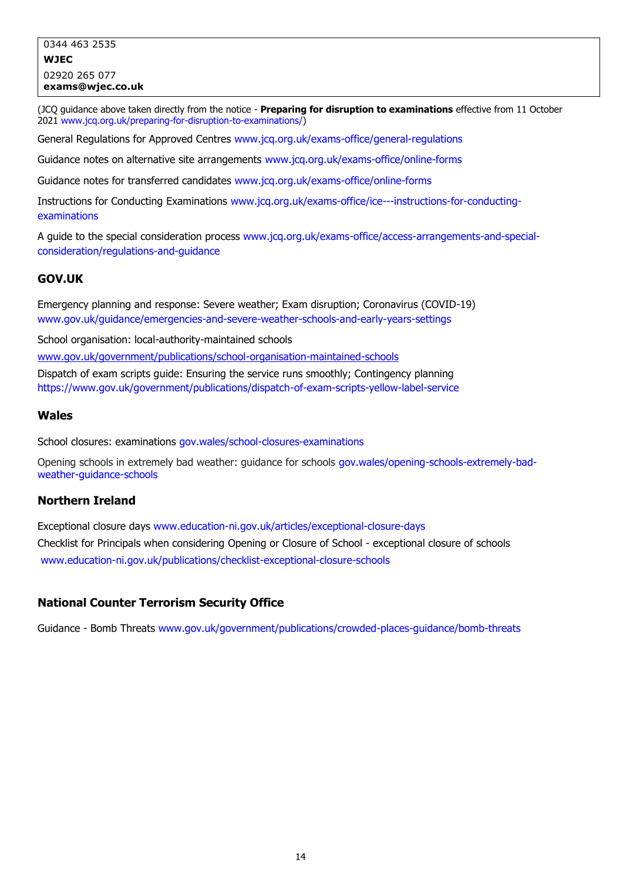0344 463 2535

**WJEC**

02920 265 077

**exams@wjec.co.uk**

(JCQ guidance above taken directly from the notice - **Preparing for disruption to examinations** effective from 11 October 2021 www.jcq.org.uk/preparing-for-disruption-to-examinations/)

General Regulations for Approved Centres www.jcq.org.uk/exams-office/general-regulations

Guidance notes on alternative site arrangements www.jcq.org.uk/exams-office/online-forms

Guidance notes for transferred candidates www.jcq.org.uk/exams-office/online-forms

Instructions for Conducting Examinations www.jcq.org.uk/exams-office/ice---instructions-for-conducting-examinations

A guide to the special consideration process www.jcq.org.uk/exams-office/access-arrangements-and-special-consideration/regulations-and-guidance

## GOV.UK

Emergency planning and response: Severe weather; Exam disruption; Coronavirus (COVID-19) www.gov.uk/guidance/emergencies-and-severe-weather-schools-and-early-years-settings

School organisation: local-authority-maintained schools

www.gov.uk/government/publications/school-organisation-maintained-schools

Dispatch of exam scripts guide: Ensuring the service runs smoothly; Contingency planning https://www.gov.uk/government/publications/dispatch-of-exam-scripts-yellow-label-service

## Wales

School closures: examinations gov.wales/school-closures-examinations

Opening schools in extremely bad weather: guidance for schools gov.wales/opening-schools-extremely-bad-weather-guidance-schools

## Northern Ireland

Exceptional closure days www.education-ni.gov.uk/articles/exceptional-closure-days

Checklist for Principals when considering Opening or Closure of School - exceptional closure of schools www.education-ni.gov.uk/publications/checklist-exceptional-closure-schools

## National Counter Terrorism Security Office

Guidance - Bomb Threats www.gov.uk/government/publications/crowded-places-guidance/bomb-threats